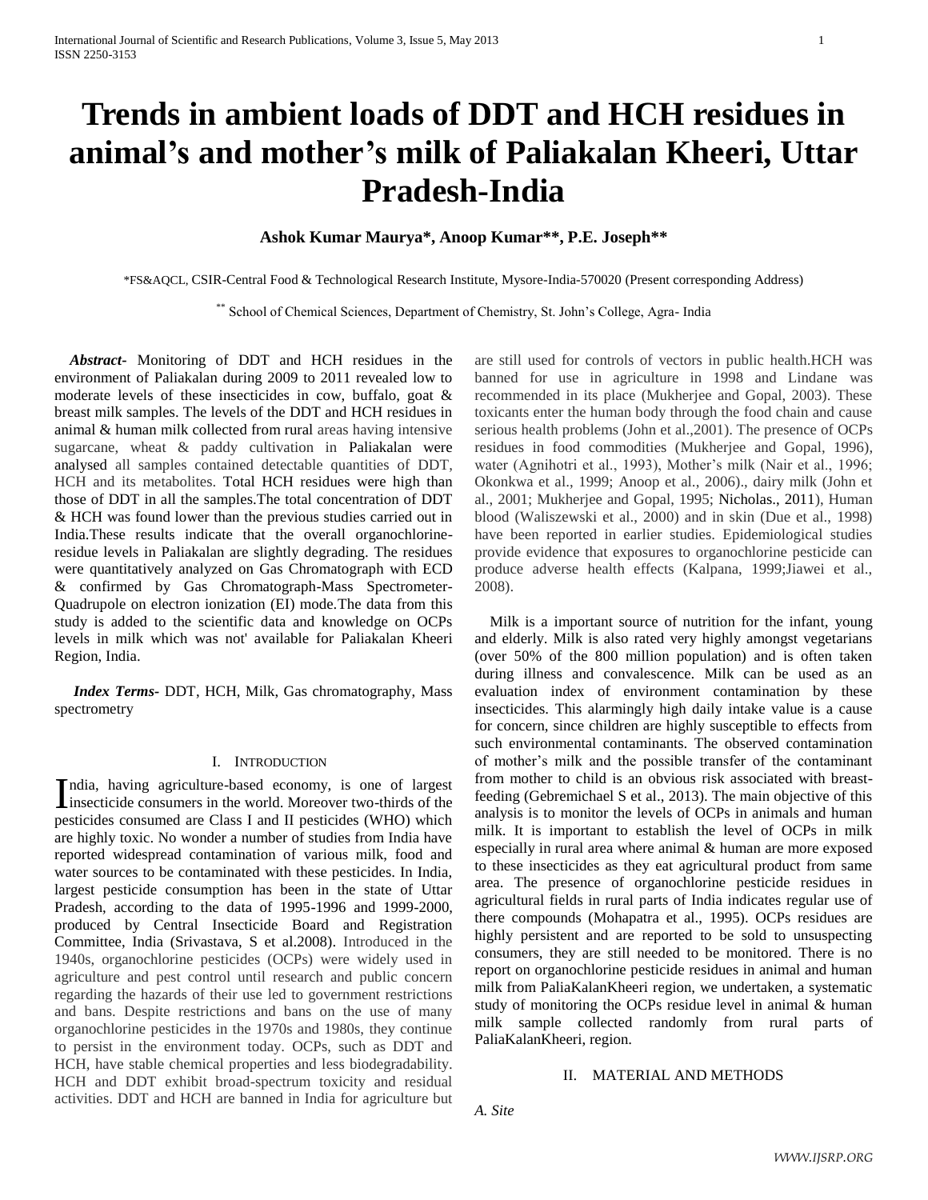# Trends in ambient loads of DDT and HCH residues in animal's and mother's milk of Paliakalan Kheeri, Uttar Pradesh-India

**Ashok Kumar Maurya\*, Anoop Kumar\*\*, P.E. Joseph\*\***

\*FS&AQCL, CSIR-Central Food & Technological Research Institute, Mysore-India-570020 (Present corresponding Address)

\*\* School of Chemical Sciences, Department of Chemistry, St. John's College, Agra- India

***Abstract*-** Monitoring of DDT and HCH residues in the environment of Paliakalan during 2009 to 2011 revealed low to moderate levels of these insecticides in cow, buffalo, goat & breast milk samples. The levels of the DDT and HCH residues in animal & human milk collected from rural areas having intensive sugarcane, wheat & paddy cultivation in Paliakalan were analysed all samples contained detectable quantities of DDT, HCH and its metabolites. Total HCH residues were high than those of DDT in all the samples.The total concentration of DDT & HCH was found lower than the previous studies carried out in India.These results indicate that the overall organochlorine-residue levels in Paliakalan are slightly degrading. The residues were quantitatively analyzed on Gas Chromatograph with ECD & confirmed by Gas Chromatograph-Mass Spectrometer-Quadrupole on electron ionization (EI) mode.The data from this study is added to the scientific data and knowledge on OCPs levels in milk which was not' available for Paliakalan Kheeri Region, India.

***Index Terms*-** DDT, HCH, Milk, Gas chromatography, Mass spectrometry

## I. Introduction

India, having agriculture-based economy, is one of largest insecticide consumers in the world. Moreover two-thirds of the pesticides consumed are Class I and II pesticides (WHO) which are highly toxic. No wonder a number of studies from India have reported widespread contamination of various milk, food and water sources to be contaminated with these pesticides. In India, largest pesticide consumption has been in the state of Uttar Pradesh, according to the data of 1995-1996 and 1999-2000, produced by Central Insecticide Board and Registration Committee, India (Srivastava, S et al.2008). Introduced in the 1940s, organochlorine pesticides (OCPs) were widely used in agriculture and pest control until research and public concern regarding the hazards of their use led to government restrictions and bans. Despite restrictions and bans on the use of many organochlorine pesticides in the 1970s and 1980s, they continue to persist in the environment today. OCPs, such as DDT and HCH, have stable chemical properties and less biodegradability. HCH and DDT exhibit broad-spectrum toxicity and residual activities. DDT and HCH are banned in India for agriculture but are still used for controls of vectors in public health.HCH was banned for use in agriculture in 1998 and Lindane was recommended in its place (Mukherjee and Gopal, 2003). These toxicants enter the human body through the food chain and cause serious health problems (John et al.,2001). The presence of OCPs residues in food commodities (Mukherjee and Gopal, 1996), water (Agnihotri et al., 1993), Mother's milk (Nair et al., 1996; Okonkwa et al., 1999; Anoop et al., 2006)., dairy milk (John et al., 2001; Mukherjee and Gopal, 1995; Nicholas., 2011), Human blood (Waliszewski et al., 2000) and in skin (Due et al., 1998) have been reported in earlier studies. Epidemiological studies provide evidence that exposures to organochlorine pesticide can produce adverse health effects (Kalpana, 1999;Jiawei et al., 2008).

Milk is a important source of nutrition for the infant, young and elderly. Milk is also rated very highly amongst vegetarians (over 50% of the 800 million population) and is often taken during illness and convalescence. Milk can be used as an evaluation index of environment contamination by these insecticides. This alarmingly high daily intake value is a cause for concern, since children are highly susceptible to effects from such environmental contaminants. The observed contamination of mother's milk and the possible transfer of the contaminant from mother to child is an obvious risk associated with breast-feeding (Gebremichael S et al., 2013). The main objective of this analysis is to monitor the levels of OCPs in animals and human milk. It is important to establish the level of OCPs in milk especially in rural area where animal & human are more exposed to these insecticides as they eat agricultural product from same area. The presence of organochlorine pesticide residues in agricultural fields in rural parts of India indicates regular use of there compounds (Mohapatra et al., 1995). OCPs residues are highly persistent and are reported to be sold to unsuspecting consumers, they are still needed to be monitored. There is no report on organochlorine pesticide residues in animal and human milk from PaliaKalanKheeri region, we undertaken, a systematic study of monitoring the OCPs residue level in animal & human milk sample collected randomly from rural parts of PaliaKalanKheeri, region.

## II. Material and Methods

*A. Site*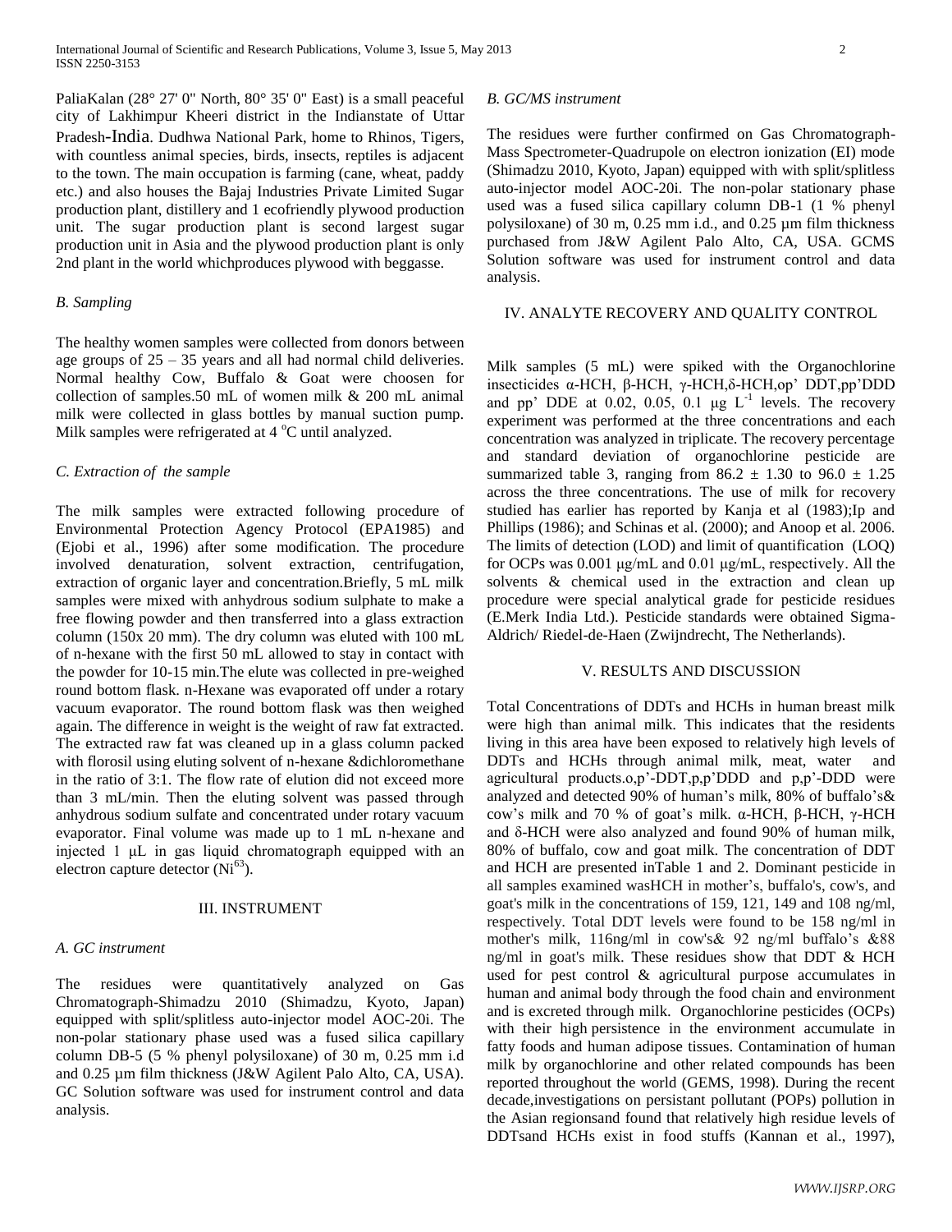PaliaKalan (28° 27' 0" North, 80° 35' 0" East) is a small peaceful city of Lakhimpur Kheeri district in the Indianstate of Uttar Pradesh-India. Dudhwa National Park, home to Rhinos, Tigers, with countless animal species, birds, insects, reptiles is adjacent to the town. The main occupation is farming (cane, wheat, paddy etc.) and also houses the Bajaj Industries Private Limited Sugar production plant, distillery and 1 ecofriendly plywood production unit. The sugar production plant is second largest sugar production unit in Asia and the plywood production plant is only 2nd plant in the world whichproduces plywood with beggasse.

### *B. Sampling*

The healthy women samples were collected from donors between age groups of 25 – 35 years and all had normal child deliveries. Normal healthy Cow, Buffalo & Goat were choosen for collection of samples.50 mL of women milk & 200 mL animal milk were collected in glass bottles by manual suction pump. Milk samples were refrigerated at 4 °C until analyzed.

### *C. Extraction of the sample*

The milk samples were extracted following procedure of Environmental Protection Agency Protocol (EPA1985) and (Ejobi et al., 1996) after some modification. The procedure involved denaturation, solvent extraction, centrifugation, extraction of organic layer and concentration.Briefly, 5 mL milk samples were mixed with anhydrous sodium sulphate to make a free flowing powder and then transferred into a glass extraction column (150x 20 mm). The dry column was eluted with 100 mL of n-hexane with the first 50 mL allowed to stay in contact with the powder for 10-15 min.The elute was collected in pre-weighed round bottom flask. n-Hexane was evaporated off under a rotary vacuum evaporator. The round bottom flask was then weighed again. The difference in weight is the weight of raw fat extracted. The extracted raw fat was cleaned up in a glass column packed with florosil using eluting solvent of n-hexane &dichloromethane in the ratio of 3:1. The flow rate of elution did not exceed more than 3 mL/min. Then the eluting solvent was passed through anhydrous sodium sulfate and concentrated under rotary vacuum evaporator. Final volume was made up to 1 mL n-hexane and injected 1 µL in gas liquid chromatograph equipped with an electron capture detector ($Ni^{63}$).

## III. INSTRUMENT

### *A. GC instrument*

The residues were quantitatively analyzed on Gas Chromatograph-Shimadzu 2010 (Shimadzu, Kyoto, Japan) equipped with split/splitless auto-injector model AOC-20i. The non-polar stationary phase used was a fused silica capillary column DB-5 (5 % phenyl polysiloxane) of 30 m, 0.25 mm i.d and 0.25 µm film thickness (J&W Agilent Palo Alto, CA, USA). GC Solution software was used for instrument control and data analysis.

### *B. GC/MS instrument*

The residues were further confirmed on Gas Chromatograph-Mass Spectrometer-Quadrupole on electron ionization (EI) mode (Shimadzu 2010, Kyoto, Japan) equipped with with split/splitless auto-injector model AOC-20i. The non-polar stationary phase used was a fused silica capillary column DB-1 (1 % phenyl polysiloxane) of 30 m, 0.25 mm i.d., and 0.25 µm film thickness purchased from J&W Agilent Palo Alto, CA, USA. GCMS Solution software was used for instrument control and data analysis.

## IV. ANALYTE RECOVERY AND QUALITY CONTROL

Milk samples (5 mL) were spiked with the Organochlorine insecticides α-HCH, β-HCH, γ-HCH,δ-HCH,op' DDT,pp'DDD and pp' DDE at 0.02, 0.05, 0.1 µg $L^{-1}$ levels. The recovery experiment was performed at the three concentrations and each concentration was analyzed in triplicate. The recovery percentage and standard deviation of organochlorine pesticide are summarized table 3, ranging from $86.2 \pm 1.30$ to $96.0 \pm 1.25$ across the three concentrations. The use of milk for recovery studied has earlier has reported by Kanja et al (1983);Ip and Phillips (1986); and Schinas et al. (2000); and Anoop et al. 2006. The limits of detection (LOD) and limit of quantification (LOQ) for OCPs was 0.001 µg/mL and 0.01 µg/mL, respectively. All the solvents & chemical used in the extraction and clean up procedure were special analytical grade for pesticide residues (E.Merk India Ltd.). Pesticide standards were obtained Sigma-Aldrich/ Riedel-de-Haen (Zwijndrecht, The Netherlands).

## V. RESULTS AND DISCUSSION

Total Concentrations of DDTs and HCHs in human breast milk were high than animal milk. This indicates that the residents living in this area have been exposed to relatively high levels of DDTs and HCHs through animal milk, meat, water and agricultural products.o,p'-DDT,p,p'DDD and p,p'-DDD were analyzed and detected 90% of human's milk, 80% of buffalo's& cow's milk and 70 % of goat's milk. α-HCH, β-HCH, γ-HCH and δ-HCH were also analyzed and found 90% of human milk, 80% of buffalo, cow and goat milk. The concentration of DDT and HCH are presented inTable 1 and 2. Dominant pesticide in all samples examined wasHCH in mother's, buffalo's, cow's, and goat's milk in the concentrations of 159, 121, 149 and 108 ng/ml, respectively. Total DDT levels were found to be 158 ng/ml in mother's milk, 116ng/ml in cow's& 92 ng/ml buffalo's &88 ng/ml in goat's milk. These residues show that DDT & HCH used for pest control & agricultural purpose accumulates in human and animal body through the food chain and environment and is excreted through milk. Organochlorine pesticides (OCPs) with their high persistence in the environment accumulate in fatty foods and human adipose tissues. Contamination of human milk by organochlorine and other related compounds has been reported throughout the world (GEMS, 1998). During the recent decade,investigations on persistant pollutant (POPs) pollution in the Asian regionsand found that relatively high residue levels of DDTsand HCHs exist in food stuffs (Kannan et al., 1997),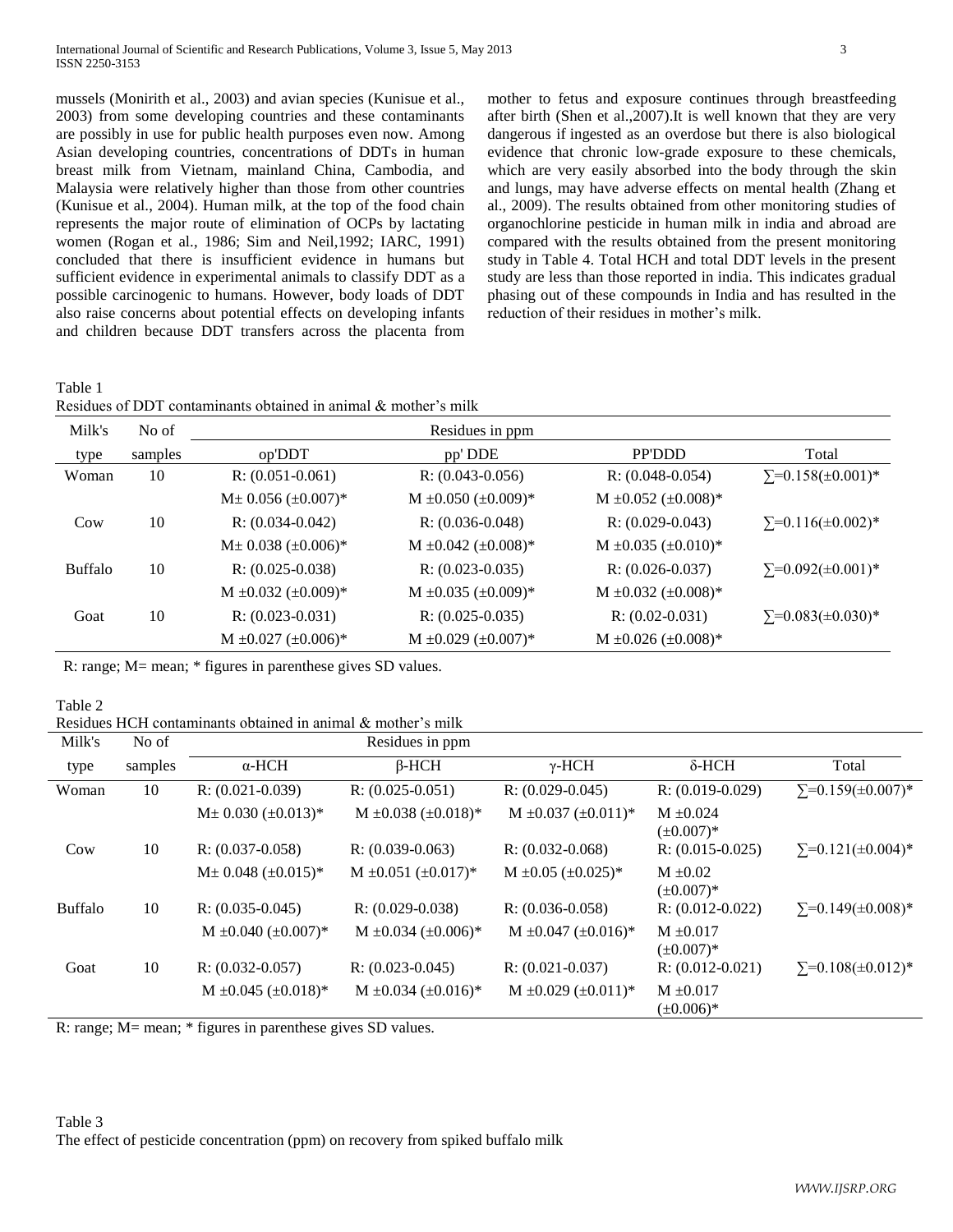mussels (Monirith et al., 2003) and avian species (Kunisue et al., 2003) from some developing countries and these contaminants are possibly in use for public health purposes even now. Among Asian developing countries, concentrations of DDTs in human breast milk from Vietnam, mainland China, Cambodia, and Malaysia were relatively higher than those from other countries (Kunisue et al., 2004). Human milk, at the top of the food chain represents the major route of elimination of OCPs by lactating women (Rogan et al., 1986; Sim and Neil,1992; IARC, 1991) concluded that there is insufficient evidence in humans but sufficient evidence in experimental animals to classify DDT as a possible carcinogenic to humans. However, body loads of DDT also raise concerns about potential effects on developing infants and children because DDT transfers across the placenta from mother to fetus and exposure continues through breastfeeding after birth (Shen et al.,2007).It is well known that they are very dangerous if ingested as an overdose but there is also biological evidence that chronic low-grade exposure to these chemicals, which are very easily absorbed into the body through the skin and lungs, may have adverse effects on mental health (Zhang et al., 2009). The results obtained from other monitoring studies of organochlorine pesticide in human milk in india and abroad are compared with the results obtained from the present monitoring study in Table 4. Total HCH and total DDT levels in the present study are less than those reported in india. This indicates gradual phasing out of these compounds in India and has resulted in the reduction of their residues in mother's milk.

Table 1
Residues of DDT contaminants obtained in animal & mother's milk

| Milk's type | No of samples | Residues in ppm op'DDT | pp' DDE | PP'DDD | Total |
|---|---|---|---|---|---|
| Woman | 10 | R: (0.051-0.061) | R: (0.043-0.056) | R: (0.048-0.054) | ∑=0.158(±0.001)* |
| | | M± 0.056 (±0.007)* | M ±0.050 (±0.009)* | M ±0.052 (±0.008)* | |
| Cow | 10 | R: (0.034-0.042) | R: (0.036-0.048) | R: (0.029-0.043) | ∑=0.116(±0.002)* |
| | | M± 0.038 (±0.006)* | M ±0.042 (±0.008)* | M ±0.035 (±0.010)* | |
| Buffalo | 10 | R: (0.025-0.038) | R: (0.023-0.035) | R: (0.026-0.037) | ∑=0.092(±0.001)* |
| | | M ±0.032 (±0.009)* | M ±0.035 (±0.009)* | M ±0.032 (±0.008)* | |
| Goat | 10 | R: (0.023-0.031) | R: (0.025-0.035) | R: (0.02-0.031) | ∑=0.083(±0.030)* |
| | | M ±0.027 (±0.006)* | M ±0.029 (±0.007)* | M ±0.026 (±0.008)* | |

R: range; M= mean; * figures in parenthese gives SD values.

Table 2
Residues HCH contaminants obtained in animal & mother's milk

| Milk's type | No of samples | Residues in ppm α-HCH | β-HCH | γ-HCH | δ-HCH | Total |
|---|---|---|---|---|---|---|
| Woman | 10 | R: (0.021-0.039) | R: (0.025-0.051) | R: (0.029-0.045) | R: (0.019-0.029) | ∑=0.159(±0.007)* |
| | | M± 0.030 (±0.013)* | M ±0.038 (±0.018)* | M ±0.037 (±0.011)* | M ±0.024 (±0.007)* | |
| Cow | 10 | R: (0.037-0.058) | R: (0.039-0.063) | R: (0.032-0.068) | R: (0.015-0.025) | ∑=0.121(±0.004)* |
| | | M± 0.048 (±0.015)* | M ±0.051 (±0.017)* | M ±0.05 (±0.025)* | M ±0.02 (±0.007)* | |
| Buffalo | 10 | R: (0.035-0.045) | R: (0.029-0.038) | R: (0.036-0.058) | R: (0.012-0.022) | ∑=0.149(±0.008)* |
| | | M ±0.040 (±0.007)* | M ±0.034 (±0.006)* | M ±0.047 (±0.016)* | M ±0.017 (±0.007)* | |
| Goat | 10 | R: (0.032-0.057) | R: (0.023-0.045) | R: (0.021-0.037) | R: (0.012-0.021) | ∑=0.108(±0.012)* |
| | | M ±0.045 (±0.018)* | M ±0.034 (±0.016)* | M ±0.029 (±0.011)* | M ±0.017 (±0.006)* | |

R: range; M= mean; * figures in parenthese gives SD values.

Table 3
The effect of pesticide concentration (ppm) on recovery from spiked buffalo milk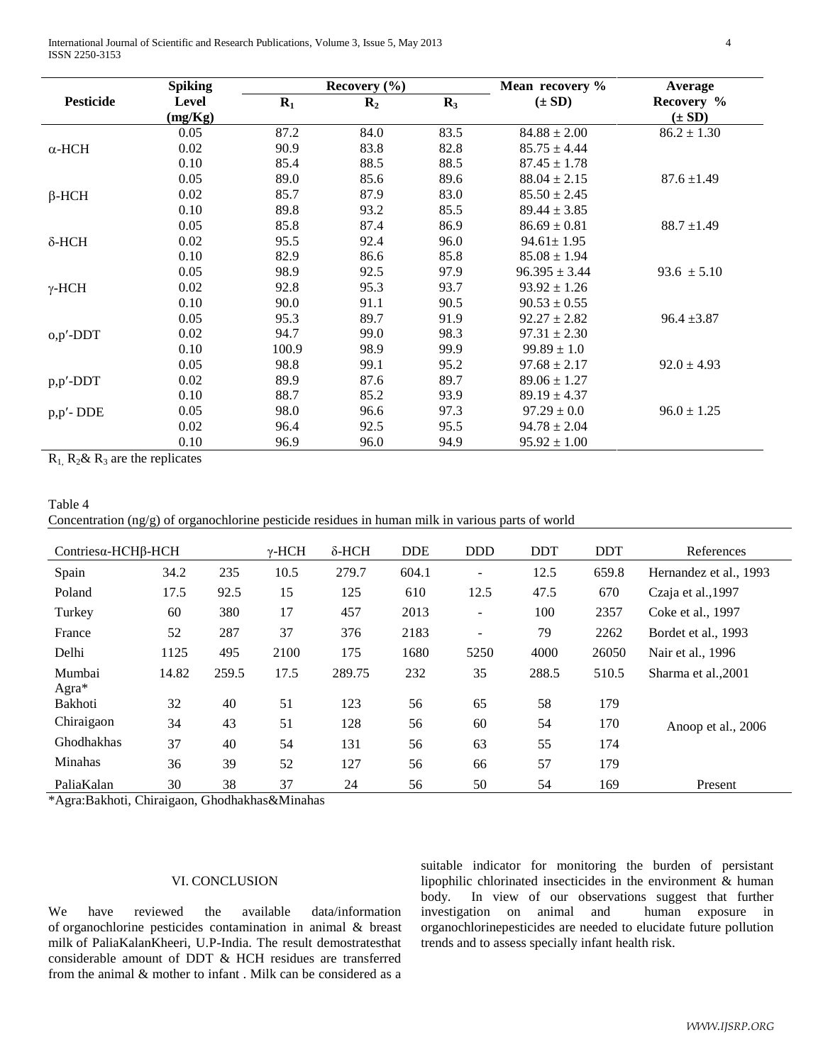| Pesticide | Spiking Level (mg/Kg) | Recovery (%) | | | Mean recovery % (± SD) | Average Recovery % (± SD) |
|---|---|---|---|---|---|---|
| | | $R_1$ | $R_2$ | $R_3$ | | |
| α-HCH | 0.05 | 87.2 | 84.0 | 83.5 | 84.88 ± 2.00 | 86.2 ± 1.30 |
| | 0.02 | 90.9 | 83.8 | 82.8 | 85.75 ± 4.44 | |
| | 0.10 | 85.4 | 88.5 | 88.5 | 87.45 ± 1.78 | |
| β-HCH | 0.05 | 89.0 | 85.6 | 89.6 | 88.04 ± 2.15 | 87.6 ±1.49 |
| | 0.02 | 85.7 | 87.9 | 83.0 | 85.50 ± 2.45 | |
| | 0.10 | 89.8 | 93.2 | 85.5 | 89.44 ± 3.85 | |
| δ-HCH | 0.05 | 85.8 | 87.4 | 86.9 | 86.69 ± 0.81 | 88.7 ±1.49 |
| | 0.02 | 95.5 | 92.4 | 96.0 | 94.61± 1.95 | |
| | 0.10 | 82.9 | 86.6 | 85.8 | 85.08 ± 1.94 | |
| γ-HCH | 0.05 | 98.9 | 92.5 | 97.9 | 96.395 ± 3.44 | 93.6 ± 5.10 |
| | 0.02 | 92.8 | 95.3 | 93.7 | 93.92 ± 1.26 | |
| | 0.10 | 90.0 | 91.1 | 90.5 | 90.53 ± 0.55 | |
| o,p′-DDT | 0.05 | 95.3 | 89.7 | 91.9 | 92.27 ± 2.82 | 96.4 ±3.87 |
| | 0.02 | 94.7 | 99.0 | 98.3 | 97.31 ± 2.30 | |
| | 0.10 | 100.9 | 98.9 | 99.9 | 99.89 ± 1.0 | |
| p,p′-DDT | 0.05 | 98.8 | 99.1 | 95.2 | 97.68 ± 2.17 | 92.0 ± 4.93 |
| | 0.02 | 89.9 | 87.6 | 89.7 | 89.06 ± 1.27 | |
| | 0.10 | 88.7 | 85.2 | 93.9 | 89.19 ± 4.37 | |
| p,p′- DDE | 0.05 | 98.0 | 96.6 | 97.3 | 97.29 ± 0.0 | 96.0 ± 1.25 |
| | 0.02 | 96.4 | 92.5 | 95.5 | 94.78 ± 2.04 | |
| | 0.10 | 96.9 | 96.0 | 94.9 | 95.92 ± 1.00 | |

$R_1$, $R_2$& $R_3$ are the replicates

Table 4
Concentration (ng/g) of organochlorine pesticide residues in human milk in various parts of world

| Contries | α-HCH | β-HCH | γ-HCH | δ-HCH | DDE | DDD | DDT | DDT | References |
|---|---|---|---|---|---|---|---|---|---|
| Spain | 34.2 | 235 | 10.5 | 279.7 | 604.1 | - | 12.5 | 659.8 | Hernandez et al., 1993 |
| Poland | 17.5 | 92.5 | 15 | 125 | 610 | 12.5 | 47.5 | 670 | Czaja et al.,1997 |
| Turkey | 60 | 380 | 17 | 457 | 2013 | - | 100 | 2357 | Coke et al., 1997 |
| France | 52 | 287 | 37 | 376 | 2183 | - | 79 | 2262 | Bordet et al., 1993 |
| Delhi | 1125 | 495 | 2100 | 175 | 1680 | 5250 | 4000 | 26050 | Nair et al., 1996 |
| Mumbai | 14.82 | 259.5 | 17.5 | 289.75 | 232 | 35 | 288.5 | 510.5 | Sharma et al.,2001 |
| Agra* | | | | | | | | | |
| Bakhoti | 32 | 40 | 51 | 123 | 56 | 65 | 58 | 179 | Anoop et al., 2006 |
| Chiraigaon | 34 | 43 | 51 | 128 | 56 | 60 | 54 | 170 | |
| Ghodhakhas | 37 | 40 | 54 | 131 | 56 | 63 | 55 | 174 | |
| Minahas | 36 | 39 | 52 | 127 | 56 | 66 | 57 | 179 | |
| PaliaKalan | 30 | 38 | 37 | 24 | 56 | 50 | 54 | 169 | Present |

*Agra:Bakhoti, Chiraigaon, Ghodhakhas&Minahas

## VI. CONCLUSION

We have reviewed the available data/information of organochlorine pesticides contamination in animal & breast milk of PaliaKalanKheeri, U.P-India. The result demostratesthat considerable amount of DDT & HCH residues are transferred from the animal & mother to infant . Milk can be considered as a suitable indicator for monitoring the burden of persistant lipophilic chlorinated insecticides in the environment & human body. In view of our observations suggest that further investigation on animal and human exposure in organochlorinepesticides are needed to elucidate future pollution trends and to assess specially infant health risk.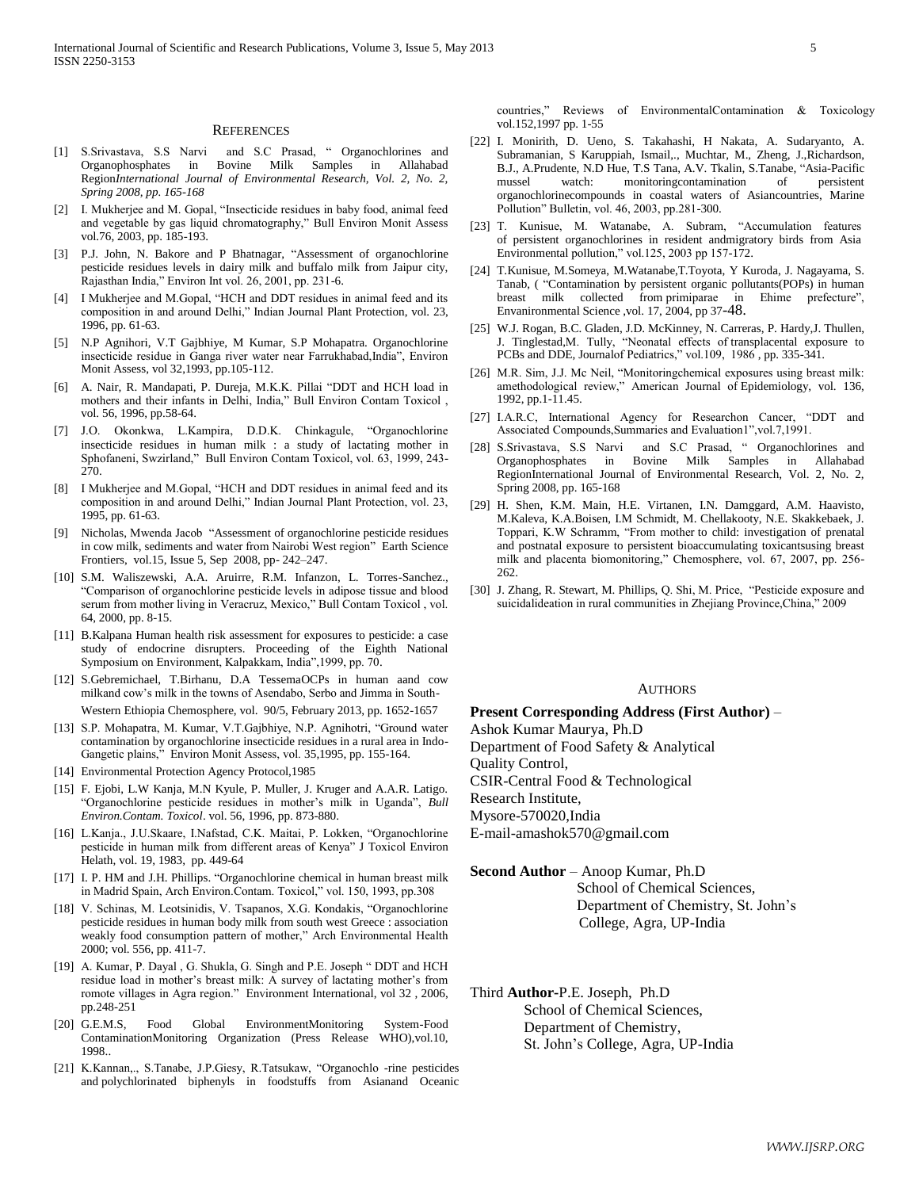## REFERENCES

[1] S.Srivastava, S.S Narvi and S.C Prasad, " Organochlorines and Organophosphates in Bovine Milk Samples in Allahabad Region*International Journal of Environmental Research, Vol. 2, No. 2, Spring 2008, pp. 165-168*

[2] I. Mukherjee and M. Gopal, "Insecticide residues in baby food, animal feed and vegetable by gas liquid chromatography," Bull Environ Monit Assess vol.76, 2003, pp. 185-193.

[3] P.J. John, N. Bakore and P Bhatnagar, "Assessment of organochlorine pesticide residues levels in dairy milk and buffalo milk from Jaipur city, Rajasthan India," Environ Int vol. 26, 2001, pp. 231-6.

[4] I Mukherjee and M.Gopal, "HCH and DDT residues in animal feed and its composition in and around Delhi," Indian Journal Plant Protection, vol. 23, 1996, pp. 61-63.

[5] N.P Agnihori, V.T Gajbhiye, M Kumar, S.P Mohapatra. Organochlorine insecticide residue in Ganga river water near Farrukhabad,India", Environ Monit Assess, vol 32,1993, pp.105-112.

[6] A. Nair, R. Mandapati, P. Dureja, M.K.K. Pillai "DDT and HCH load in mothers and their infants in Delhi, India," Bull Environ Contam Toxicol , vol. 56, 1996, pp.58-64.

[7] J.O. Okonkwa, L.Kampira, D.D.K. Chinkagule, "Organochlorine insecticide residues in human milk : a study of lactating mother in Sphofaneni, Swzirland," Bull Environ Contam Toxicol, vol. 63, 1999, 243-270.

[8] I Mukherjee and M.Gopal, "HCH and DDT residues in animal feed and its composition in and around Delhi," Indian Journal Plant Protection, vol. 23, 1995, pp. 61-63.

[9] Nicholas, Mwenda Jacob "Assessment of organochlorine pesticide residues in cow milk, sediments and water from Nairobi West region" Earth Science Frontiers, vol.15, Issue 5, Sep 2008, pp- 242–247.

[10] S.M. Waliszewski, A.A. Aruirre, R.M. Infanzon, L. Torres-Sanchez., "Comparison of organochlorine pesticide levels in adipose tissue and blood serum from mother living in Veracruz, Mexico," Bull Contam Toxicol , vol. 64, 2000, pp. 8-15.

[11] B.Kalpana Human health risk assessment for exposures to pesticide: a case study of endocrine disrupters. Proceeding of the Eighth National Symposium on Environment, Kalpakkam, India",1999, pp. 70.

[12] S.Gebremichael, T.Birhanu, D.A TessemaOCPs in human aand cow milkand cow's milk in the towns of Asendabo, Serbo and Jimma in South-Western Ethiopia Chemosphere, vol. 90/5, February 2013, pp. 1652-1657

[13] S.P. Mohapatra, M. Kumar, V.T.Gajbhiye, N.P. Agnihotri, "Ground water contamination by organochlorine insecticide residues in a rural area in Indo-Gangetic plains," Environ Monit Assess, vol. 35,1995, pp. 155-164.

[14] Environmental Protection Agency Protocol,1985

[15] F. Ejobi, L.W Kanja, M.N Kyule, P. Muller, J. Kruger and A.A.R. Latigo. "Organochlorine pesticide residues in mother's milk in Uganda", *Bull Environ.Contam. Toxicol*. vol. 56, 1996, pp. 873-880.

[16] L.Kanja., J.U.Skaare, I.Nafstad, C.K. Maitai, P. Lokken, "Organochlorine pesticide in human milk from different areas of Kenya" J Toxicol Environ Helath, vol. 19, 1983, pp. 449-64

[17] I. P. HM and J.H. Phillips. "Organochlorine chemical in human breast milk in Madrid Spain, Arch Environ.Contam. Toxicol," vol. 150, 1993, pp.308

[18] V. Schinas, M. Leotsinidis, V. Tsapanos, X.G. Kondakis, "Organochlorine pesticide residues in human body milk from south west Greece : association weakly food consumption pattern of mother," Arch Environmental Health 2000; vol. 556, pp. 411-7.

[19] A. Kumar, P. Dayal , G. Shukla, G. Singh and P.E. Joseph " DDT and HCH residue load in mother's breast milk: A survey of lactating mother's from romote villages in Agra region." Environment International, vol 32 , 2006, pp.248-251

[20] G.E.M.S, Food Global EnvironmentMonitoring System-Food ContaminationMonitoring Organization (Press Release WHO),vol.10, 1998..

[21] K.Kannan,., S.Tanabe, J.P.Giesy, R.Tatsukaw, "Organochlo -rine pesticides and polychlorinated biphenyls in foodstuffs from Asianand Oceanic countries," Reviews of EnvironmentalContamination & Toxicology vol.152,1997 pp. 1-55

[22] I. Monirith, D. Ueno, S. Takahashi, H Nakata, A. Sudaryanto, A. Subramanian, S Karuppiah, Ismail,., Muchtar, M., Zheng, J.,Richardson, B.J., A.Prudente, N.D Hue, T.S Tana, A.V. Tkalin, S.Tanabe, "Asia-Pacific mussel watch: monitoringcontamination of persistent organochlorinecompounds in coastal waters of Asiancountries, Marine Pollution" Bulletin, vol. 46, 2003, pp.281-300.

[23] T. Kunisue, M. Watanabe, A. Subram, "Accumulation features of persistent organochlorines in resident andmigratory birds from Asia Environmental pollution," vol.125, 2003 pp 157-172.

[24] T.Kunisue, M.Someya, M.Watanabe,T.Toyota, Y Kuroda, J. Nagayama, S. Tanab, ( "Contamination by persistent organic pollutants(POPs) in human breast milk collected from primiparae in Ehime prefecture", Envanironmental Science ,vol. 17, 2004, pp 37-48.

[25] W.J. Rogan, B.C. Gladen, J.D. McKinney, N. Carreras, P. Hardy,J. Thullen, J. Tinglestad,M. Tully, "Neonatal effects of transplacental exposure to PCBs and DDE, Journalof Pediatrics," vol.109, 1986 , pp. 335-341.

[26] M.R. Sim, J.J. Mc Neil, "Monitoringchemical exposures using breast milk: amethodological review," American Journal of Epidemiology, vol. 136, 1992, pp.1-11.45.

[27] I.A.R.C, International Agency for Researchon Cancer, "DDT and Associated Compounds,Summaries and Evaluation1",vol.7,1991.

[28] S.Srivastava, S.S Narvi and S.C Prasad, " Organochlorines and Organophosphates in Bovine Milk Samples in Allahabad RegionInternational Journal of Environmental Research, Vol. 2, No. 2, Spring 2008, pp. 165-168

[29] H. Shen, K.M. Main, H.E. Virtanen, I.N. Damggard, A.M. Haavisto, M.Kaleva, K.A.Boisen, I.M Schmidt, M. Chellakooty, N.E. Skakkebaek, J. Toppari, K.W Schramm, "From mother to child: investigation of prenatal and postnatal exposure to persistent bioaccumulating toxicantsusing breast milk and placenta biomonitoring," Chemosphere, vol. 67, 2007, pp. 256-262.

[30] J. Zhang, R. Stewart, M. Phillips, Q. Shi, M. Price, "Pesticide exposure and suicidalideation in rural communities in Zhejiang Province,China," 2009

## AUTHORS

**Present Corresponding Address (First Author)** – Ashok Kumar Maurya, Ph.D
Department of Food Safety & Analytical Quality Control,
CSIR-Central Food & Technological Research Institute,
Mysore-570020,India
E-mail-amashok570@gmail.com

**Second Author** – Anoop Kumar, Ph.D
School of Chemical Sciences,
Department of Chemistry, St. John's College, Agra, UP-India

Third **Author**-P.E. Joseph, Ph.D
School of Chemical Sciences,
Department of Chemistry,
St. John's College, Agra, UP-India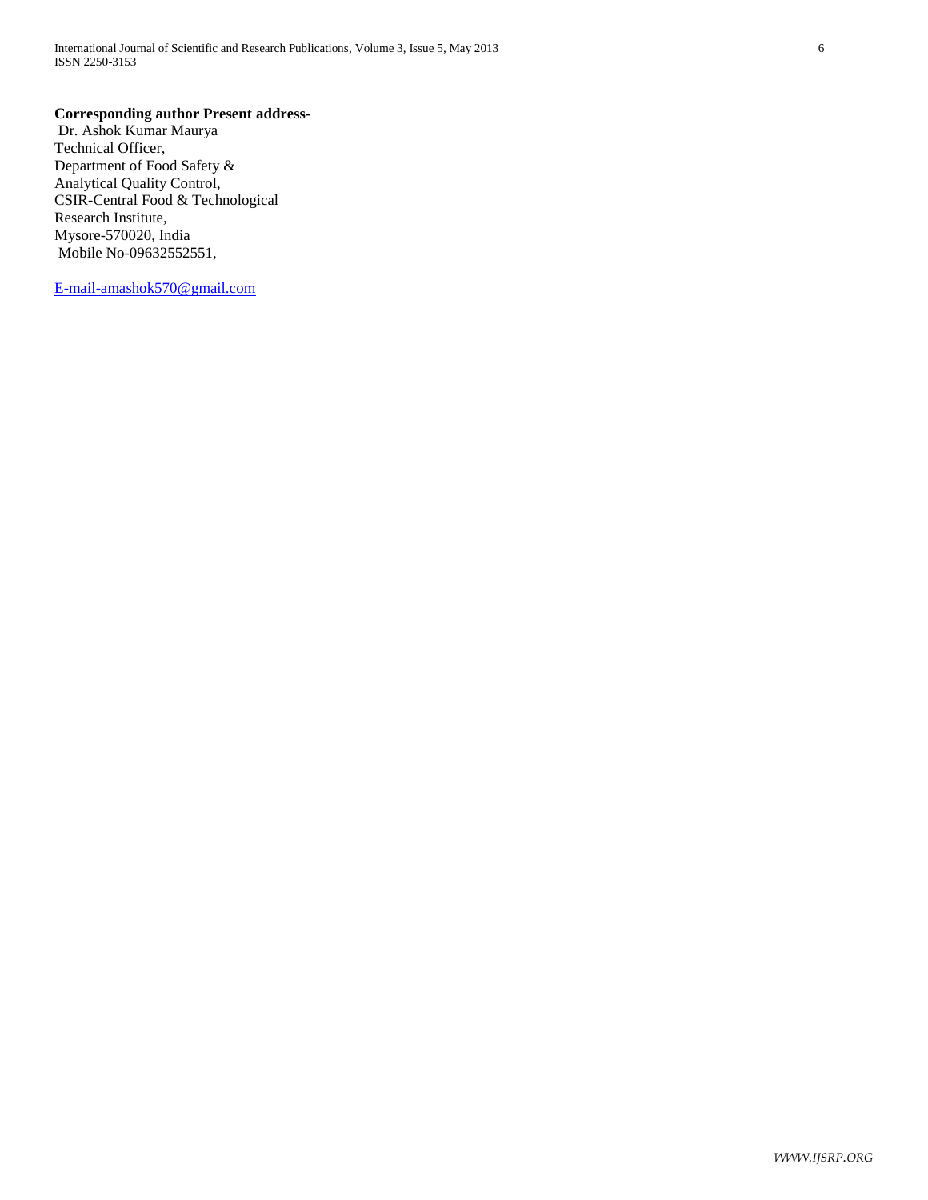**Corresponding author Present address-**
Dr. Ashok Kumar Maurya
Technical Officer,
Department of Food Safety &
Analytical Quality Control,
CSIR-Central Food & Technological
Research Institute,
Mysore-570020, India
Mobile No-09632552551,

E-mail-amashok570@gmail.com